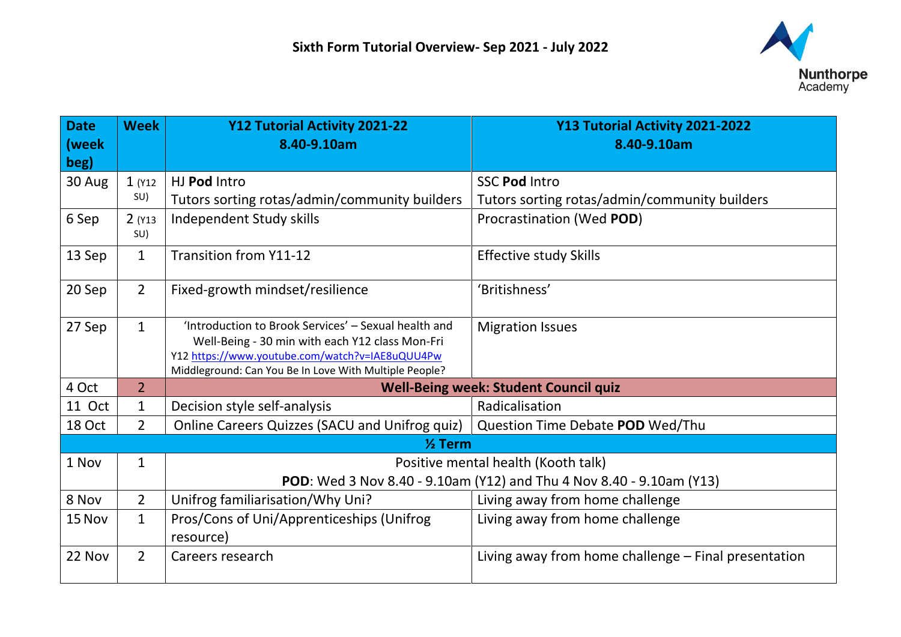# Sixth Form Tutorial Overview- Sep 2021 - July 2022

Nunthorpe Academy

| Date (week beg) | Week | Y12 Tutorial Activity 2021-22 8.40-9.10am | Y13 Tutorial Activity 2021-2022 8.40-9.10am |
|---|---|---|---|
| 30 Aug | 1 (Y12 SU) | HJ **Pod** Intro<br>Tutors sorting rotas/admin/community builders | SSC **Pod** Intro<br>Tutors sorting rotas/admin/community builders |
| 6 Sep | 2 (Y13 SU) | Independent Study skills | Procrastination (Wed **POD**) |
| 13 Sep | 1 | Transition from Y11-12 | Effective study Skills |
| 20 Sep | 2 | Fixed-growth mindset/resilience | 'Britishness' |
| 27 Sep | 1 | 'Introduction to Brook Services' – Sexual health and Well-Being - 30 min with each Y12 class Mon-Fri<br>Y12 https://www.youtube.com/watch?v=IAE8uQUU4Pw<br>Middleground: Can You Be In Love With Multiple People? | Migration Issues |
| 4 Oct | 2 | **Well-Being week: Student Council quiz** | |
| 11 Oct | 1 | Decision style self-analysis | Radicalisation |
| 18 Oct | 2 | Online Careers Quizzes (SACU and Unifrog quiz) | Question Time Debate **POD** Wed/Thu |
| **½ Term** | | | |
| 1 Nov | 1 | Positive mental health (Kooth talk)<br>**POD**: Wed 3 Nov 8.40 - 9.10am (Y12) and Thu 4 Nov 8.40 - 9.10am (Y13) | |
| 8 Nov | 2 | Unifrog familiarisation/Why Uni? | Living away from home challenge |
| 15 Nov | 1 | Pros/Cons of Uni/Apprenticeships (Unifrog resource) | Living away from home challenge |
| 22 Nov | 2 | Careers research | Living away from home challenge – Final presentation |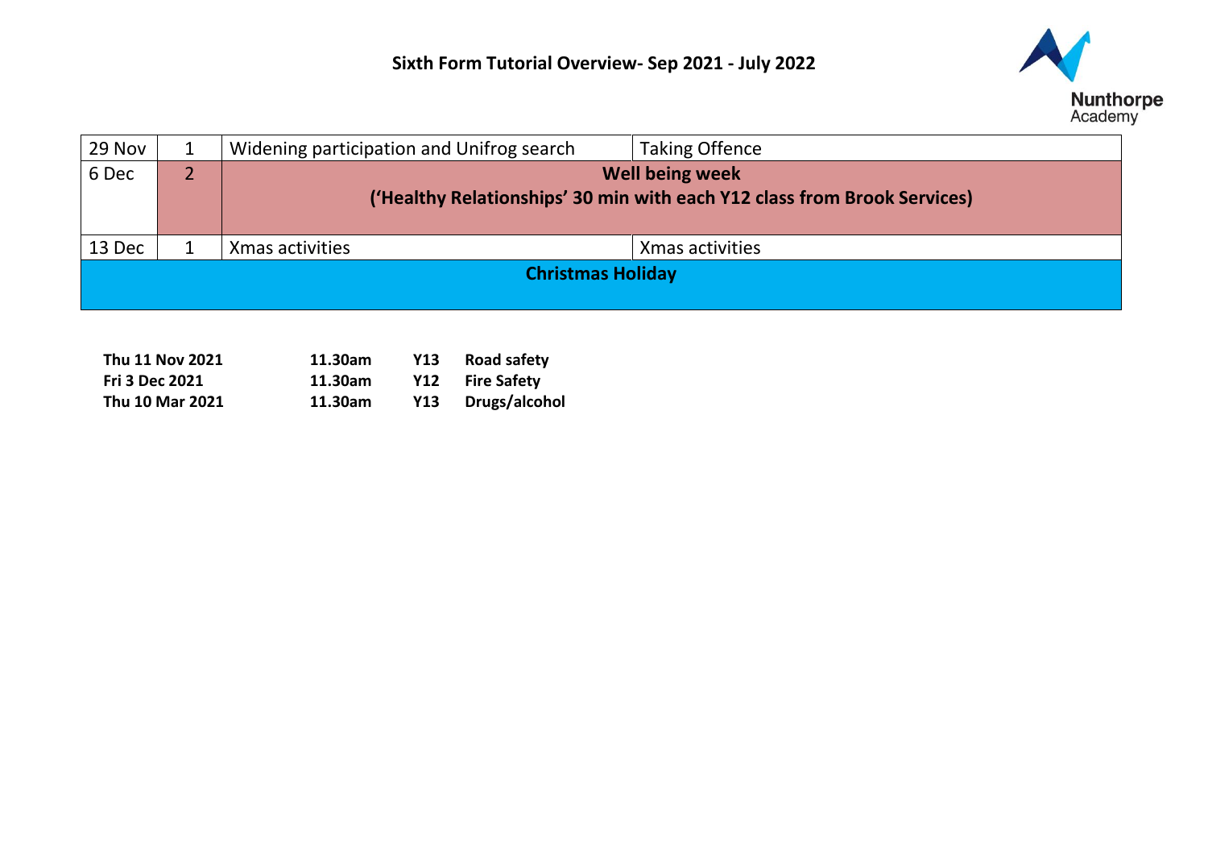## Sixth Form Tutorial Overview- Sep 2021 - July 2022

| | | | |
|---|---|---|---|
| 29 Nov | 1 | Widening participation and Unifrog search | Taking Offence |
| 6 Dec | 2 | **Well being week ('Healthy Relationships' 30 min with each Y12 class from Brook Services)** | |
| 13 Dec | 1 | Xmas activities | Xmas activities |
| **Christmas Holiday** | | | |

| | | | |
|---|---|---|---|
| **Thu 11 Nov 2021** | **11.30am** | **Y13** | **Road safety** |
| **Fri 3 Dec 2021** | **11.30am** | **Y12** | **Fire Safety** |
| **Thu 10 Mar 2021** | **11.30am** | **Y13** | **Drugs/alcohol** |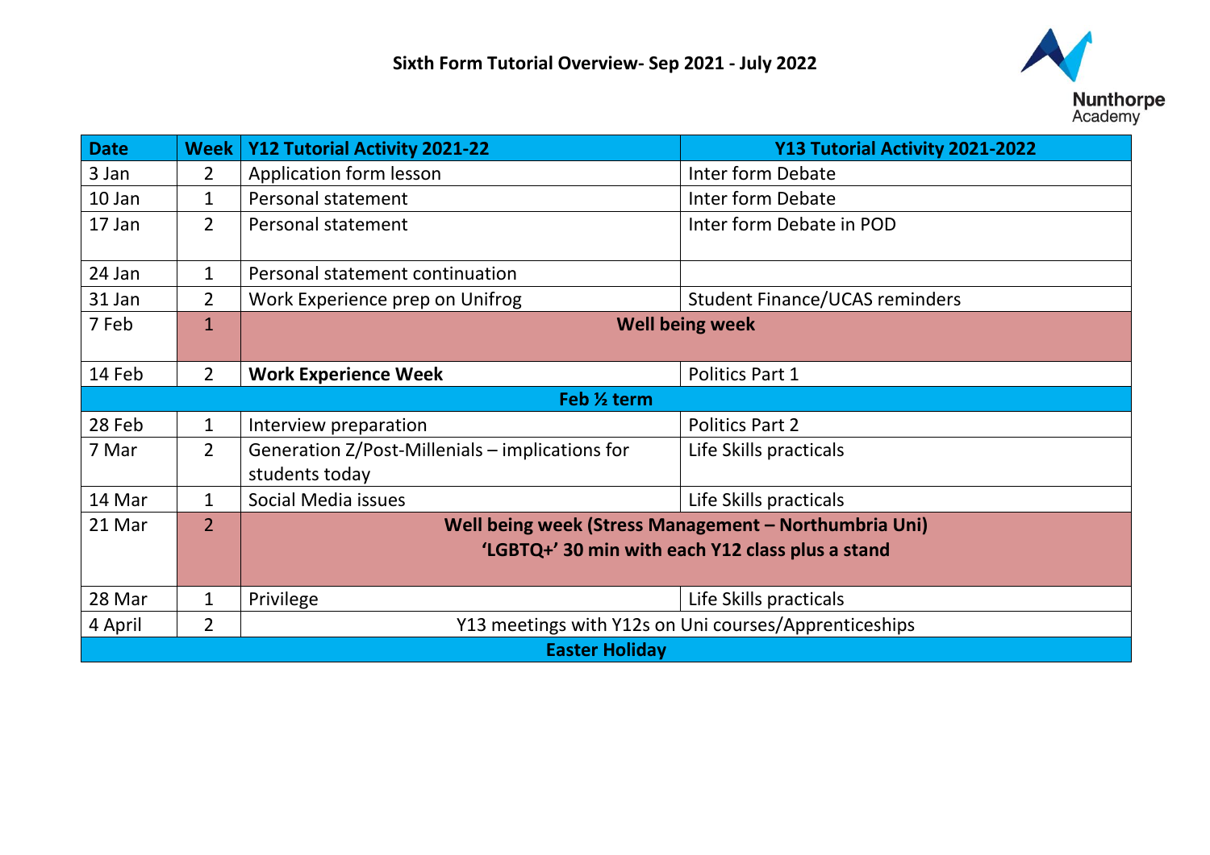# Sixth Form Tutorial Overview- Sep 2021 - July 2022

Nunthorpe Academy

| Date | Week | Y12 Tutorial Activity 2021-22 | Y13 Tutorial Activity 2021-2022 |
|---|---|---|---|
| 3 Jan | 2 | Application form lesson | Inter form Debate |
| 10 Jan | 1 | Personal statement | Inter form Debate |
| 17 Jan | 2 | Personal statement | Inter form Debate in POD |
| 24 Jan | 1 | Personal statement continuation | |
| 31 Jan | 2 | Work Experience prep on Unifrog | Student Finance/UCAS reminders |
| 7 Feb | 1 | **Well being week** | |
| 14 Feb | 2 | **Work Experience Week** | Politics Part 1 |
| **Feb ½ term** | | | |
| 28 Feb | 1 | Interview preparation | Politics Part 2 |
| 7 Mar | 2 | Generation Z/Post-Millenials – implications for students today | Life Skills practicals |
| 14 Mar | 1 | Social Media issues | Life Skills practicals |
| 21 Mar | 2 | **Well being week (Stress Management – Northumbria Uni)** **'LGBTQ+' 30 min with each Y12 class plus a stand** | |
| 28 Mar | 1 | Privilege | Life Skills practicals |
| 4 April | 2 | Y13 meetings with Y12s on Uni courses/Apprenticeships | |
| **Easter Holiday** | | | |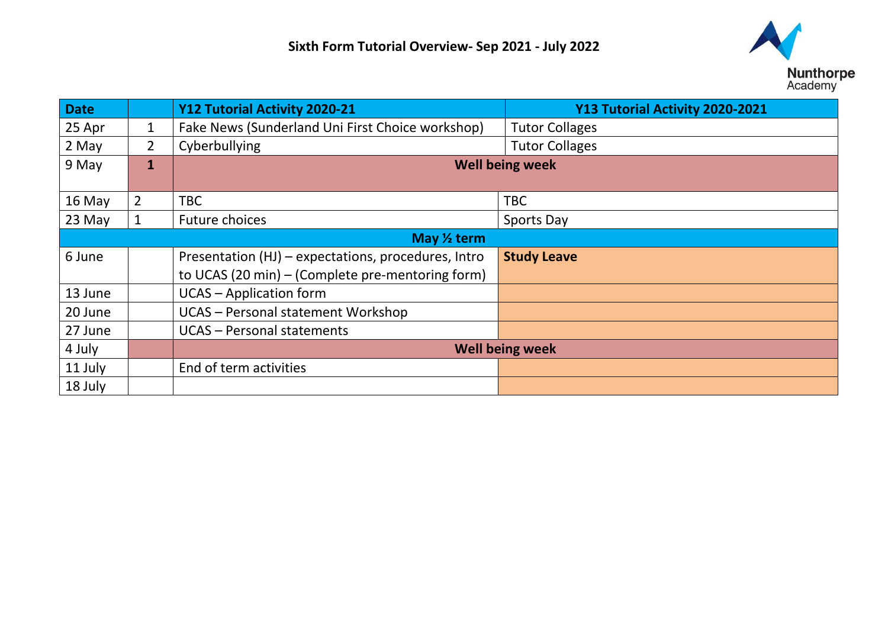**Sixth Form Tutorial Overview- Sep 2021 - July 2022**

Nunthorpe Academy

| Date | | Y12 Tutorial Activity 2020-21 | Y13 Tutorial Activity 2020-2021 |
|---|---|---|---|
| 25 Apr | 1 | Fake News (Sunderland Uni First Choice workshop) | Tutor Collages |
| 2 May | 2 | Cyberbullying | Tutor Collages |
| 9 May | **1** | **Well being week** | |
| 16 May | 2 | TBC | TBC |
| 23 May | 1 | Future choices | Sports Day |
| **May ½ term** | | | |
| 6 June | | Presentation (HJ) – expectations, procedures, Intro to UCAS (20 min) – (Complete pre-mentoring form) | **Study Leave** |
| 13 June | | UCAS – Application form | |
| 20 June | | UCAS – Personal statement Workshop | |
| 27 June | | UCAS – Personal statements | |
| 4 July | | **Well being week** | |
| 11 July | | End of term activities | |
| 18 July | | | |